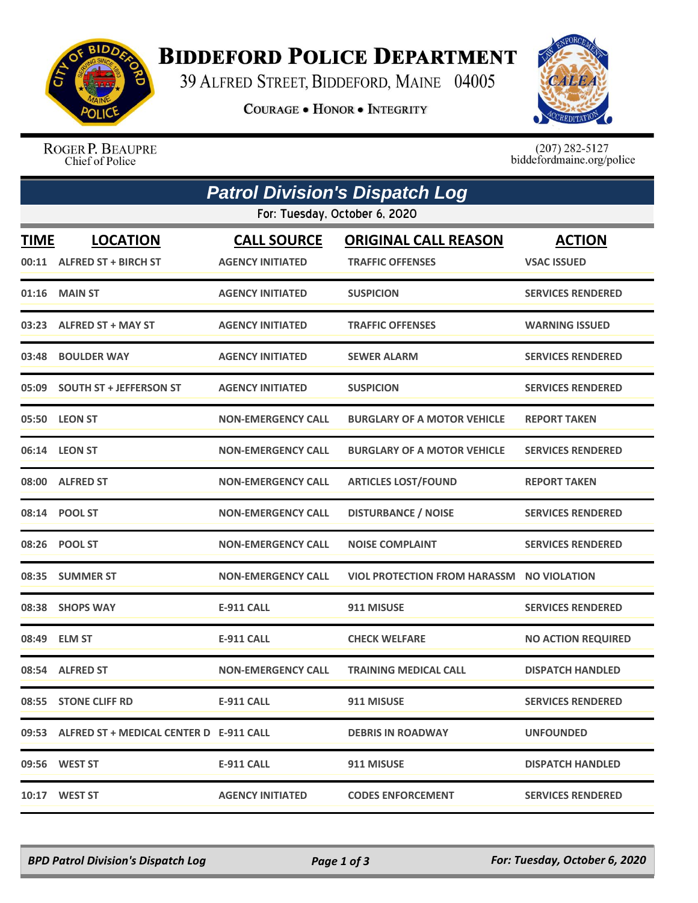# Biddeford Police Department

39 Alfred Street, Biddeford, Maine 04005

**Courage • Honor • Integrity**

Roger P. Beaupre
Chief of Police

(207) 282-5127
biddefordmaine.org/police

## *Patrol Division's Dispatch Log*

For: Tuesday, October 6, 2020

| TIME | LOCATION | CALL SOURCE | ORIGINAL CALL REASON | ACTION |
|---|---|---|---|---|
| 00:11 | ALFRED ST + BIRCH ST | AGENCY INITIATED | TRAFFIC OFFENSES | VSAC ISSUED |
| 01:16 | MAIN ST | AGENCY INITIATED | SUSPICION | SERVICES RENDERED |
| 03:23 | ALFRED ST + MAY ST | AGENCY INITIATED | TRAFFIC OFFENSES | WARNING ISSUED |
| 03:48 | BOULDER WAY | AGENCY INITIATED | SEWER ALARM | SERVICES RENDERED |
| 05:09 | SOUTH ST + JEFFERSON ST | AGENCY INITIATED | SUSPICION | SERVICES RENDERED |
| 05:50 | LEON ST | NON-EMERGENCY CALL | BURGLARY OF A MOTOR VEHICLE | REPORT TAKEN |
| 06:14 | LEON ST | NON-EMERGENCY CALL | BURGLARY OF A MOTOR VEHICLE | SERVICES RENDERED |
| 08:00 | ALFRED ST | NON-EMERGENCY CALL | ARTICLES LOST/FOUND | REPORT TAKEN |
| 08:14 | POOL ST | NON-EMERGENCY CALL | DISTURBANCE / NOISE | SERVICES RENDERED |
| 08:26 | POOL ST | NON-EMERGENCY CALL | NOISE COMPLAINT | SERVICES RENDERED |
| 08:35 | SUMMER ST | NON-EMERGENCY CALL | VIOL PROTECTION FROM HARASSM | NO VIOLATION |
| 08:38 | SHOPS WAY | E-911 CALL | 911 MISUSE | SERVICES RENDERED |
| 08:49 | ELM ST | E-911 CALL | CHECK WELFARE | NO ACTION REQUIRED |
| 08:54 | ALFRED ST | NON-EMERGENCY CALL | TRAINING MEDICAL CALL | DISPATCH HANDLED |
| 08:55 | STONE CLIFF RD | E-911 CALL | 911 MISUSE | SERVICES RENDERED |
| 09:53 | ALFRED ST + MEDICAL CENTER D | E-911 CALL | DEBRIS IN ROADWAY | UNFOUNDED |
| 09:56 | WEST ST | E-911 CALL | 911 MISUSE | DISPATCH HANDLED |
| 10:17 | WEST ST | AGENCY INITIATED | CODES ENFORCEMENT | SERVICES RENDERED |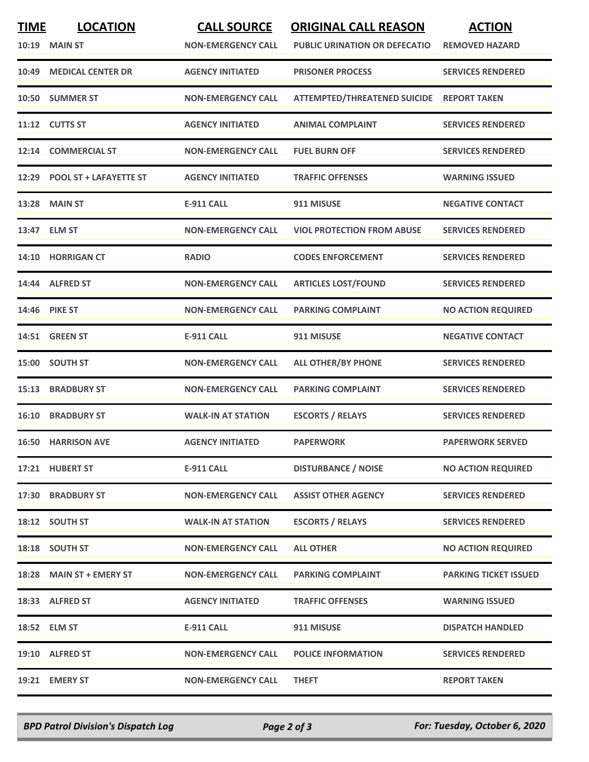| TIME | LOCATION | CALL SOURCE | ORIGINAL CALL REASON | ACTION |
|---|---|---|---|---|
| 10:19 | MAIN ST | NON-EMERGENCY CALL | PUBLIC URINATION OR DEFECATIO | REMOVED HAZARD |
| 10:49 | MEDICAL CENTER DR | AGENCY INITIATED | PRISONER PROCESS | SERVICES RENDERED |
| 10:50 | SUMMER ST | NON-EMERGENCY CALL | ATTEMPTED/THREATENED SUICIDE | REPORT TAKEN |
| 11:12 | CUTTS ST | AGENCY INITIATED | ANIMAL COMPLAINT | SERVICES RENDERED |
| 12:14 | COMMERCIAL ST | NON-EMERGENCY CALL | FUEL BURN OFF | SERVICES RENDERED |
| 12:29 | POOL ST + LAFAYETTE ST | AGENCY INITIATED | TRAFFIC OFFENSES | WARNING ISSUED |
| 13:28 | MAIN ST | E-911 CALL | 911 MISUSE | NEGATIVE CONTACT |
| 13:47 | ELM ST | NON-EMERGENCY CALL | VIOL PROTECTION FROM ABUSE | SERVICES RENDERED |
| 14:10 | HORRIGAN CT | RADIO | CODES ENFORCEMENT | SERVICES RENDERED |
| 14:44 | ALFRED ST | NON-EMERGENCY CALL | ARTICLES LOST/FOUND | SERVICES RENDERED |
| 14:46 | PIKE ST | NON-EMERGENCY CALL | PARKING COMPLAINT | NO ACTION REQUIRED |
| 14:51 | GREEN ST | E-911 CALL | 911 MISUSE | NEGATIVE CONTACT |
| 15:00 | SOUTH ST | NON-EMERGENCY CALL | ALL OTHER/BY PHONE | SERVICES RENDERED |
| 15:13 | BRADBURY ST | NON-EMERGENCY CALL | PARKING COMPLAINT | SERVICES RENDERED |
| 16:10 | BRADBURY ST | WALK-IN AT STATION | ESCORTS / RELAYS | SERVICES RENDERED |
| 16:50 | HARRISON AVE | AGENCY INITIATED | PAPERWORK | PAPERWORK SERVED |
| 17:21 | HUBERT ST | E-911 CALL | DISTURBANCE / NOISE | NO ACTION REQUIRED |
| 17:30 | BRADBURY ST | NON-EMERGENCY CALL | ASSIST OTHER AGENCY | SERVICES RENDERED |
| 18:12 | SOUTH ST | WALK-IN AT STATION | ESCORTS / RELAYS | SERVICES RENDERED |
| 18:18 | SOUTH ST | NON-EMERGENCY CALL | ALL OTHER | NO ACTION REQUIRED |
| 18:28 | MAIN ST + EMERY ST | NON-EMERGENCY CALL | PARKING COMPLAINT | PARKING TICKET ISSUED |
| 18:33 | ALFRED ST | AGENCY INITIATED | TRAFFIC OFFENSES | WARNING ISSUED |
| 18:52 | ELM ST | E-911 CALL | 911 MISUSE | DISPATCH HANDLED |
| 19:10 | ALFRED ST | NON-EMERGENCY CALL | POLICE INFORMATION | SERVICES RENDERED |
| 19:21 | EMERY ST | NON-EMERGENCY CALL | THEFT | REPORT TAKEN |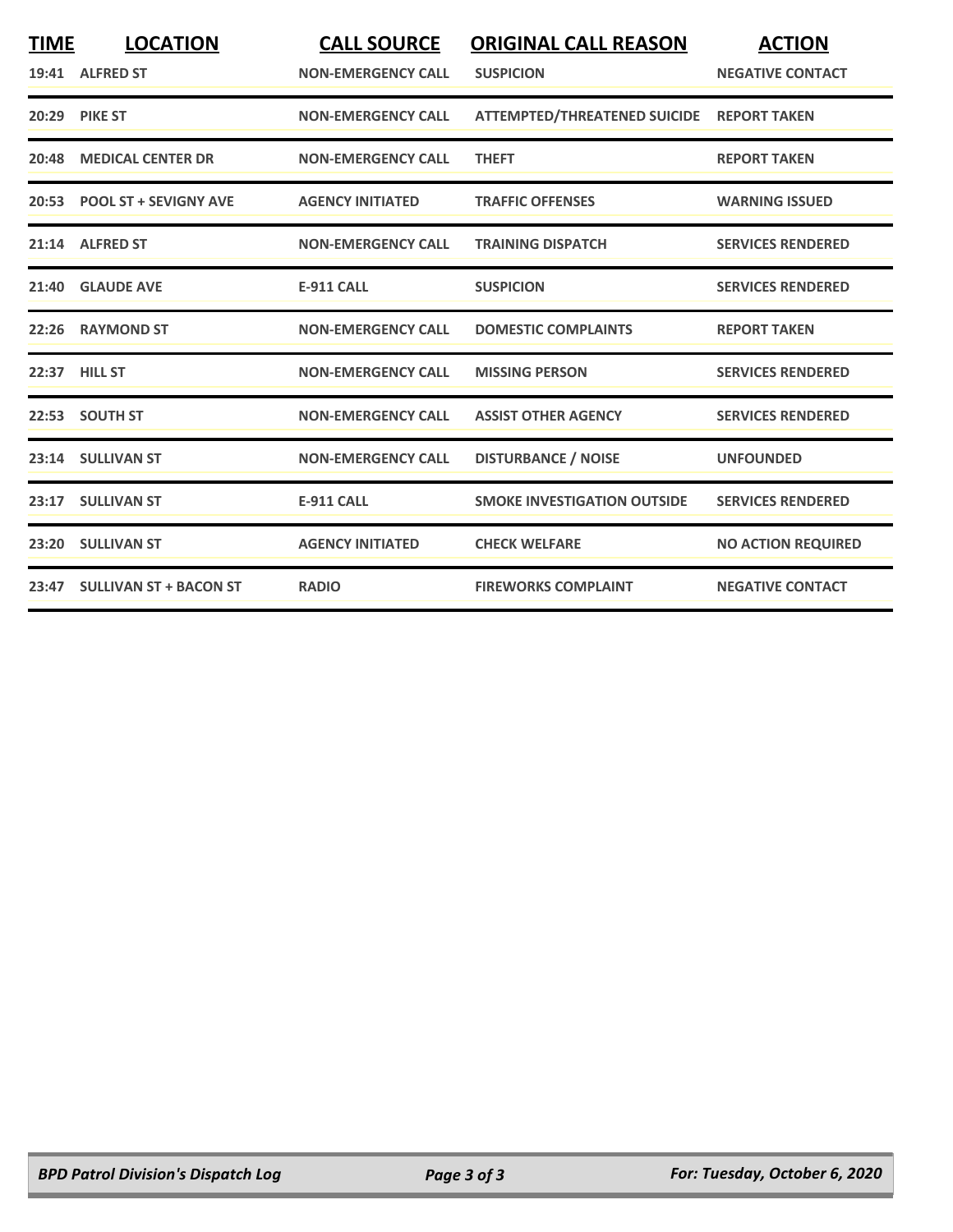| TIME | LOCATION | CALL SOURCE | ORIGINAL CALL REASON | ACTION |
|---|---|---|---|---|
| 19:41 | ALFRED ST | NON-EMERGENCY CALL | SUSPICION | NEGATIVE CONTACT |
| 20:29 | PIKE ST | NON-EMERGENCY CALL | ATTEMPTED/THREATENED SUICIDE | REPORT TAKEN |
| 20:48 | MEDICAL CENTER DR | NON-EMERGENCY CALL | THEFT | REPORT TAKEN |
| 20:53 | POOL ST + SEVIGNY AVE | AGENCY INITIATED | TRAFFIC OFFENSES | WARNING ISSUED |
| 21:14 | ALFRED ST | NON-EMERGENCY CALL | TRAINING DISPATCH | SERVICES RENDERED |
| 21:40 | GLAUDE AVE | E-911 CALL | SUSPICION | SERVICES RENDERED |
| 22:26 | RAYMOND ST | NON-EMERGENCY CALL | DOMESTIC COMPLAINTS | REPORT TAKEN |
| 22:37 | HILL ST | NON-EMERGENCY CALL | MISSING PERSON | SERVICES RENDERED |
| 22:53 | SOUTH ST | NON-EMERGENCY CALL | ASSIST OTHER AGENCY | SERVICES RENDERED |
| 23:14 | SULLIVAN ST | NON-EMERGENCY CALL | DISTURBANCE / NOISE | UNFOUNDED |
| 23:17 | SULLIVAN ST | E-911 CALL | SMOKE INVESTIGATION OUTSIDE | SERVICES RENDERED |
| 23:20 | SULLIVAN ST | AGENCY INITIATED | CHECK WELFARE | NO ACTION REQUIRED |
| 23:47 | SULLIVAN ST + BACON ST | RADIO | FIREWORKS COMPLAINT | NEGATIVE CONTACT |